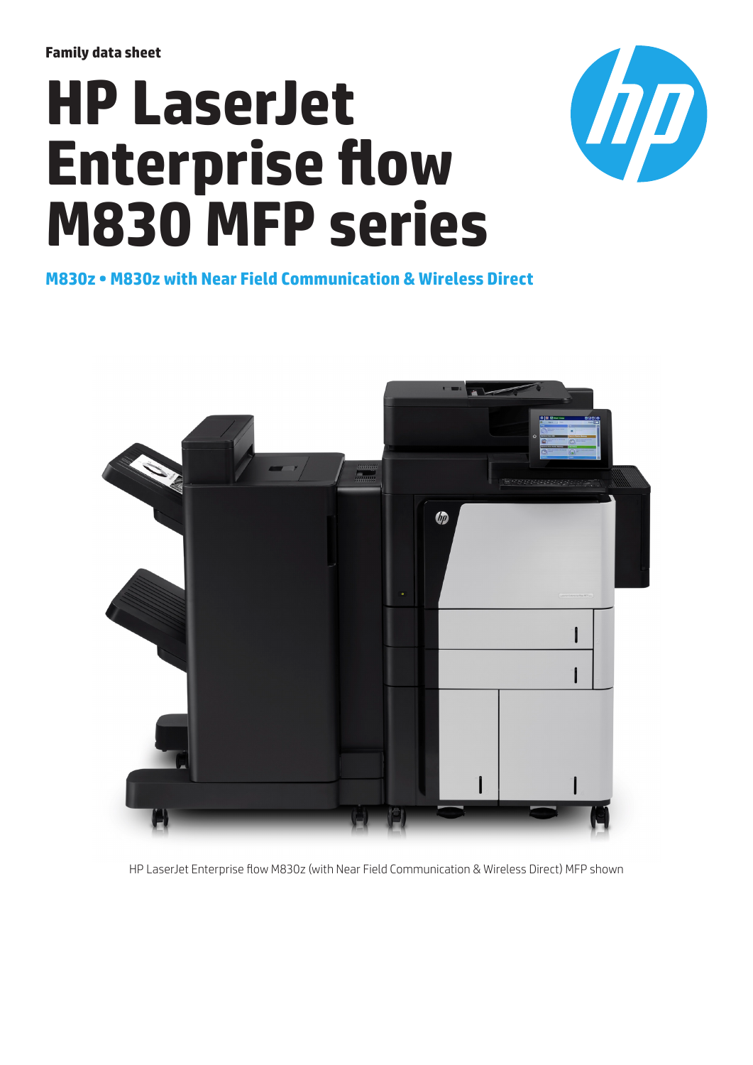Family data sheet

# HP LaserJet Enterprise flow M830 MFP series

## M830z • M830z with Near Field Communication & Wireless Direct

HP LaserJet Enterprise flow M830z (with Near Field Communication & Wireless Direct) MFP shown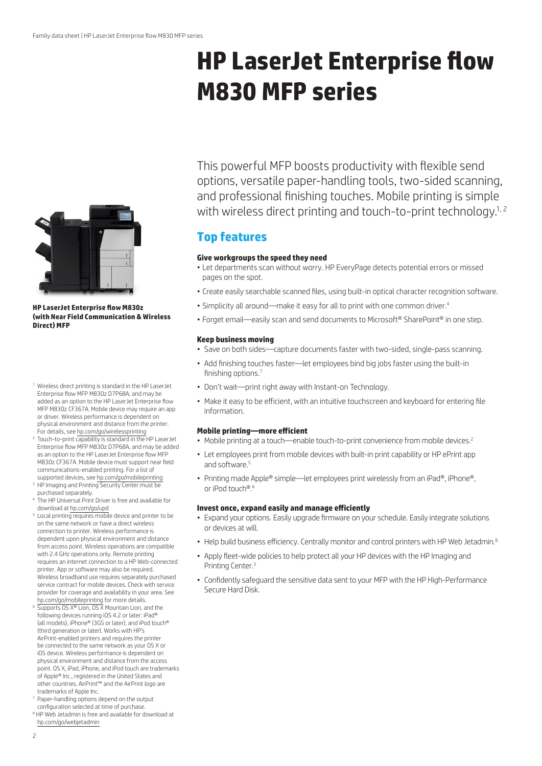# HP LaserJet Enterprise flow M830 MFP series

This powerful MFP boosts productivity with flexible send options, versatile paper-handling tools, two-sided scanning, and professional finishing touches. Mobile printing is simple with wireless direct printing and touch-to-print technology.[1, 2]

**HP LaserJet Enterprise flow M830z (with Near Field Communication & Wireless Direct) MFP**

## Top features

### Give workgroups the speed they need

- Let departments scan without worry. HP EveryPage detects potential errors or missed pages on the spot.
- Create easily searchable scanned files, using built-in optical character recognition software.
- Simplicity all around—make it easy for all to print with one common driver.[4]
- Forget email—easily scan and send documents to Microsoft® SharePoint® in one step.

### Keep business moving

- Save on both sides—capture documents faster with two-sided, single-pass scanning.
- Add finishing touches faster—let employees bind big jobs faster using the built-in finishing options.[7]
- Don't wait—print right away with Instant-on Technology.
- Make it easy to be efficient, with an intuitive touchscreen and keyboard for entering file information.

### Mobile printing—more efficient

- Mobile printing at a touch—enable touch-to-print convenience from mobile devices.[2]
- Let employees print from mobile devices with built-in print capability or HP ePrint app and software.[5]
- Printing made Apple® simple—let employees print wirelessly from an iPad®, iPhone®, or iPod touch®.[6]

### Invest once, expand easily and manage efficiently

- Expand your options. Easily upgrade firmware on your schedule. Easily integrate solutions or devices at will.
- Help build business efficiency. Centrally monitor and control printers with HP Web Jetadmin.[8]
- Apply fleet-wide policies to help protect all your HP devices with the HP Imaging and Printing Center.[3]
- Confidently safeguard the sensitive data sent to your MFP with the HP High-Performance Secure Hard Disk.

---

[1] Wireless direct printing is standard in the HP LaserJet Enterprise flow MFP M830z D7P68A, and may be added as an option to the HP LaserJet Enterprise flow MFP M830z CF367A. Mobile device may require an app or driver. Wireless performance is dependent on physical environment and distance from the printer. For details, see hp.com/go/wirelessprinting

[2] Touch-to-print capability is standard in the HP LaserJet Enterprise flow MFP M830z D7P68A, and may be added as an option to the HP LaserJet Enterprise flow MFP M830z CF367A. Mobile device must support near field communications-enabled printing. For a list of supported devices, see hp.com/go/mobileprinting

[3] HP Imaging and Printing Security Center must be purchased separately.

[4] The HP Universal Print Driver is free and available for download at hp.com/go/upd

[5] Local printing requires mobile device and printer to be on the same network or have a direct wireless connection to printer. Wireless performance is dependent upon physical environment and distance from access point. Wireless operations are compatible with 2.4 GHz operations only. Remote printing requires an internet connection to a HP Web-connected printer. App or software may also be required. Wireless broadband use requires separately purchased service contract for mobile devices. Check with service provider for coverage and availability in your area. See hp.com/go/mobileprinting for more details.

[6] Supports OS X® Lion, OS X Mountain Lion, and the following devices running iOS 4.2 or later: iPad® (all models), iPhone® (3GS or later), and iPod touch® (third generation or later). Works with HP's AirPrint-enabled printers and requires the printer be connected to the same network as your OS X or iOS device. Wireless performance is dependent on physical environment and distance from the access point. OS X, iPad, iPhone, and iPod touch are trademarks of Apple® Inc., registered in the United States and other countries. AirPrint™ and the AirPrint logo are trademarks of Apple Inc.

[7] Paper-handling options depend on the output configuration selected at time of purchase.

[8] HP Web Jetadmin is free and available for download at hp.com/go/webjetadmin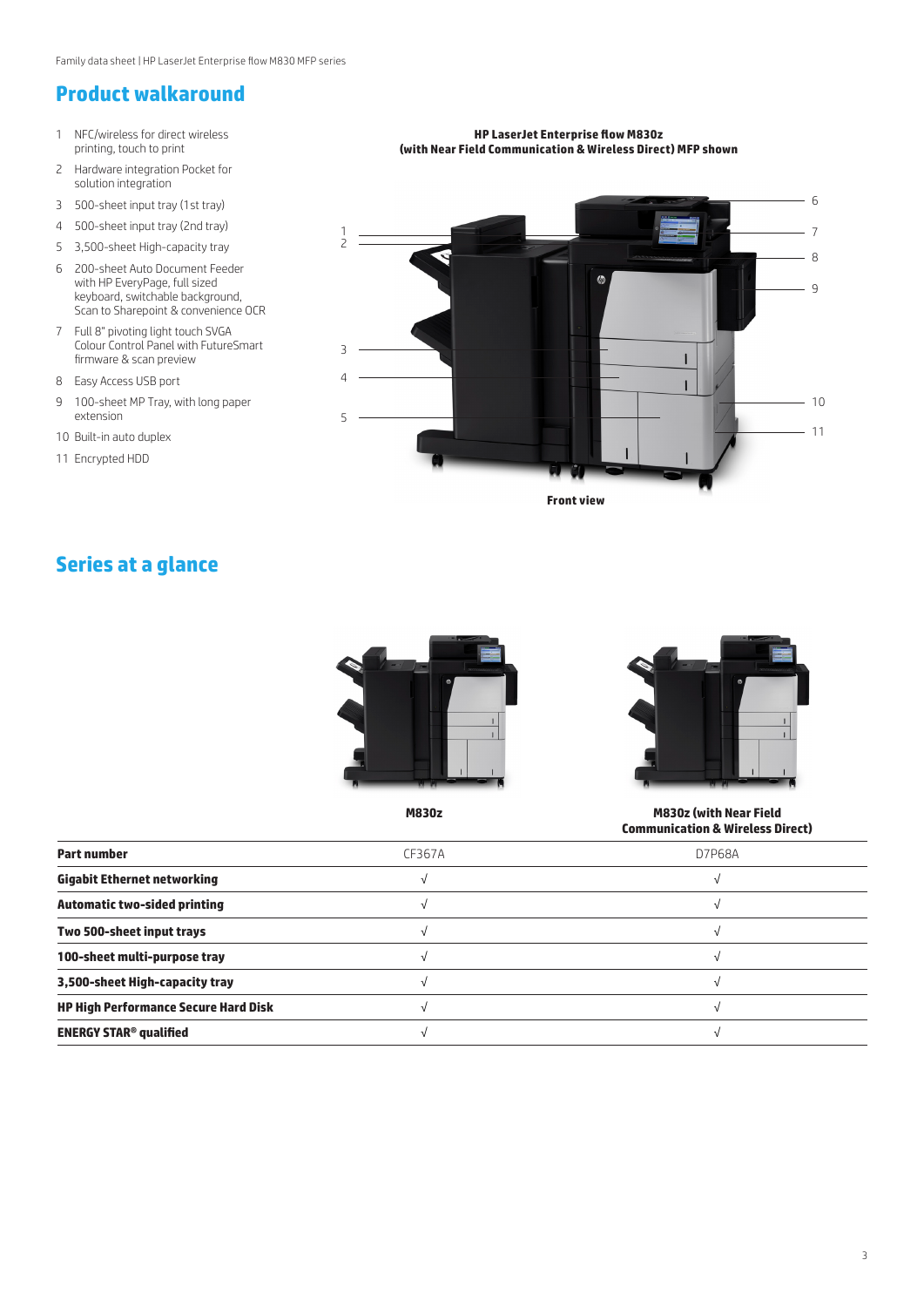## Product walkaround

1. NFC/wireless for direct wireless printing, touch to print
2. Hardware integration Pocket for solution integration
3. 500-sheet input tray (1st tray)
4. 500-sheet input tray (2nd tray)
5. 3,500-sheet High-capacity tray
6. 200-sheet Auto Document Feeder with HP EveryPage, full sized keyboard, switchable background, Scan to Sharepoint & convenience OCR
7. Full 8" pivoting light touch SVGA Colour Control Panel with FutureSmart firmware & scan preview
8. Easy Access USB port
9. 100-sheet MP Tray, with long paper extension
10. Built-in auto duplex
11. Encrypted HDD

**HP LaserJet Enterprise flow M830z (with Near Field Communication & Wireless Direct) MFP shown**

**Front view**

## Series at a glance

| | M830z | M830z (with Near Field Communication & Wireless Direct) |
|---|---|---|
| **Part number** | CF367A | D7P68A |
| **Gigabit Ethernet networking** | √ | √ |
| **Automatic two-sided printing** | √ | √ |
| **Two 500-sheet input trays** | √ | √ |
| **100-sheet multi-purpose tray** | √ | √ |
| **3,500-sheet High-capacity tray** | √ | √ |
| **HP High Performance Secure Hard Disk** | √ | √ |
| **ENERGY STAR® qualified** | √ | √ |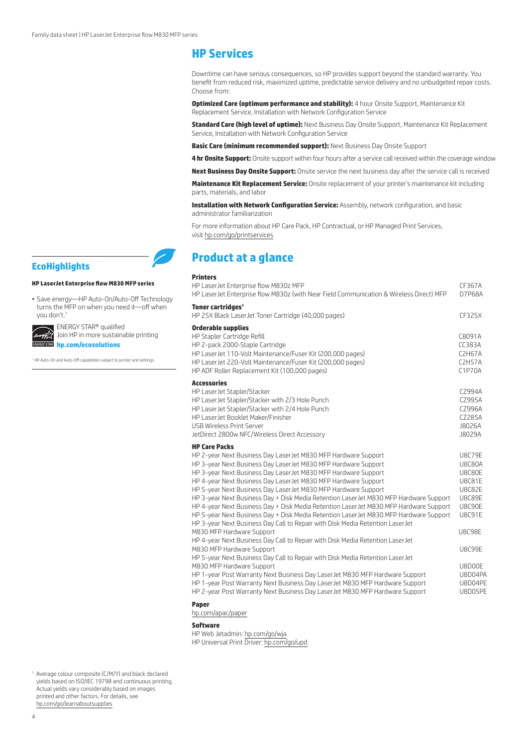## HP Services

Downtime can have serious consequences, so HP provides support beyond the standard warranty. You benefit from reduced risk, maximized uptime, predictable service delivery and no unbudgeted repair costs. Choose from:

**Optimized Care (optimum performance and stability):** 4 hour Onsite Support, Maintenance Kit Replacement Service, Installation with Network Configuration Service

**Standard Care (high level of uptime):** Next Business Day Onsite Support, Maintenance Kit Replacement Service, Installation with Network Configuration Service

**Basic Care (minimum recommended support):** Next Business Day Onsite Support

**4 hr Onsite Support:** Onsite support within four hours after a service call received within the coverage window

**Next Business Day Onsite Support:** Onsite service the next business day after the service call is received

**Maintenance Kit Replacement Service:** Onsite replacement of your printer's maintenance kit including parts, materials, and labor

**Installation with Network Configuration Service:** Assembly, network configuration, and basic administrator familiarization

For more information about HP Care Pack, HP Contractual, or HP Managed Print Services, visit hp.com/go/printservices

## EcoHighlights

**HP LaserJet Enterprise flow M830 MFP series**

- Save energy—HP Auto-On/Auto-Off Technology turns the MFP on when you need it—off when you don't.[1]

ENERGY STAR® qualified
Join HP in more sustainable printing
**hp.com/ecosolutions**

[1] HP Auto-On and Auto-Off capabilities subject to printer and settings.

## Product at a glance

**Printers**

| | |
|---|---|
| HP LaserJet Enterprise flow M830z MFP | CF367A |
| HP LaserJet Enterprise flow M830z (with Near Field Communication & Wireless Direct) MFP | D7P68A |

**Toner cartridges[1]**

| | |
|---|---|
| HP 25X Black LaserJet Toner Cartridge (40,000 pages) | CF325X |

**Orderable supplies**

| | |
|---|---|
| HP Stapler Cartridge Refill | C8091A |
| HP 2-pack 2000-Staple Cartridge | CC383A |
| HP LaserJet 110-Volt Maintenance/Fuser Kit (200,000 pages) | C2H67A |
| HP LaserJet 220-Volt Maintenance/Fuser Kit (200,000 pages) | C2H57A |
| HP ADF Roller Replacement Kit (100,000 pages) | C1P70A |

**Accessories**

| | |
|---|---|
| HP LaserJet Stapler/Stacker | CZ994A |
| HP LaserJet Stapler/Stacker with 2/3 Hole Punch | CZ995A |
| HP LaserJet Stapler/Stacker with 2/4 Hole Punch | CZ996A |
| HP LaserJet Booklet Maker/Finisher | CZ285A |
| USB Wireless Print Server | J8026A |
| JetDirect 2800w NFC/Wireless Direct Accessory | J8029A |

**HP Care Packs**

| | |
|---|---|
| HP 2-year Next Business Day LaserJet M830 MFP Hardware Support | U8C79E |
| HP 3-year Next Business Day LaserJet M830 MFP Hardware Support | U8C80A |
| HP 3-year Next Business Day LaserJet M830 MFP Hardware Support | U8C80E |
| HP 4-year Next Business Day LaserJet M830 MFP Hardware Support | U8C81E |
| HP 5-year Next Business Day LaserJet M830 MFP Hardware Support | U8C82E |
| HP 3-year Next Business Day + Disk Media Retention LaserJet M830 MFP Hardware Support | U8C89E |
| HP 4-year Next Business Day + Disk Media Retention LaserJet M830 MFP Hardware Support | U8C90E |
| HP 5-year Next Business Day + Disk Media Retention LaserJet M830 MFP Hardware Support | U8C91E |
| HP 3-year Next Business Day Call to Repair with Disk Media Retention LaserJet M830 MFP Hardware Support | U8C98E |
| HP 4-year Next Business Day Call to Repair with Disk Media Retention LaserJet M830 MFP Hardware Support | U8C99E |
| HP 5-year Next Business Day Call to Repair with Disk Media Retention LaserJet M830 MFP Hardware Support | U8D00E |
| HP 1-year Post Warranty Next Business Day LaserJet M830 MFP Hardware Support | U8D04PA |
| HP 1-year Post Warranty Next Business Day LaserJet M830 MFP Hardware Support | U8D04PE |
| HP 2-year Post Warranty Next Business Day LaserJet M830 MFP Hardware Support | U8D05PE |

**Paper**

hp.com/apac/paper

**Software**

HP Web Jetadmin: hp.com/go/wja
HP Universal Print Driver: hp.com/go/upd

[1] Average colour composite (C/M/Y) and black declared yields based on ISO/IEC 19798 and continuous printing. Actual yields vary considerably based on images printed and other factors. For details, see hp.com/go/learnaboutsupplies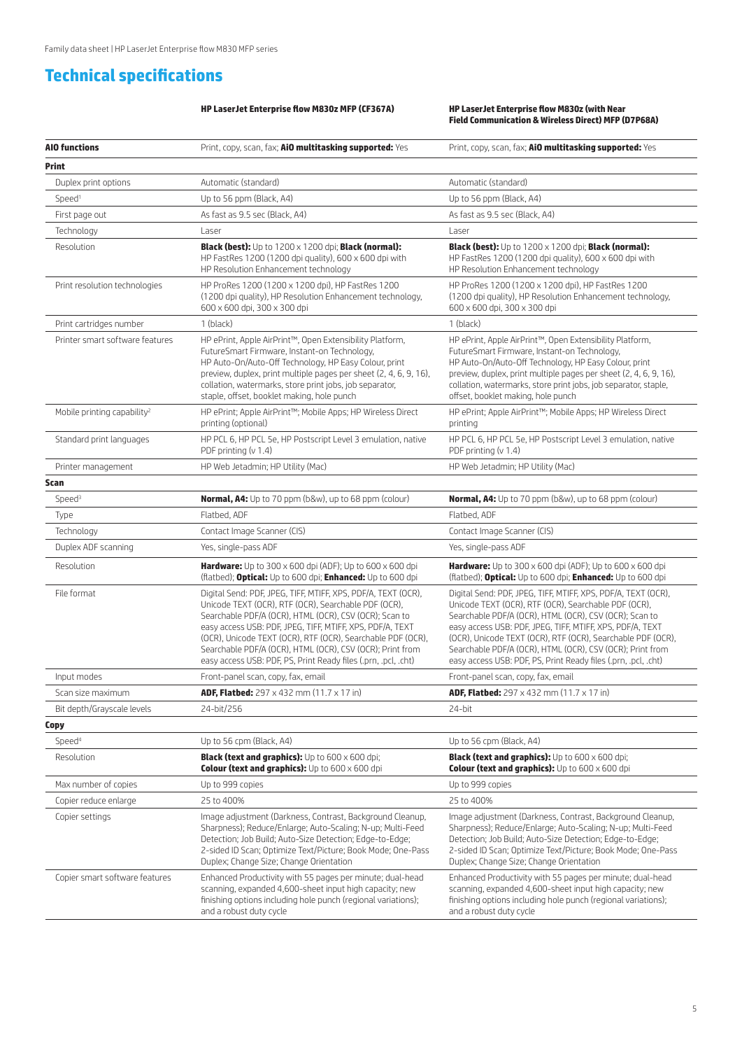# Technical specifications

| | HP LaserJet Enterprise flow M830z MFP (CF367A) | HP LaserJet Enterprise flow M830z (with Near Field Communication & Wireless Direct) MFP (D7P68A) |
|---|---|---|
| **AIO functions** | Print, copy, scan, fax; **AiO multitasking supported:** Yes | Print, copy, scan, fax; **AiO multitasking supported:** Yes |
| **Print** | | |
| Duplex print options | Automatic (standard) | Automatic (standard) |
| Speed[1] | Up to 56 ppm (Black, A4) | Up to 56 ppm (Black, A4) |
| First page out | As fast as 9.5 sec (Black, A4) | As fast as 9.5 sec (Black, A4) |
| Technology | Laser | Laser |
| Resolution | **Black (best):** Up to 1200 x 1200 dpi; **Black (normal):** HP FastRes 1200 (1200 dpi quality), 600 x 600 dpi with HP Resolution Enhancement technology | **Black (best):** Up to 1200 x 1200 dpi; **Black (normal):** HP FastRes 1200 (1200 dpi quality), 600 x 600 dpi with HP Resolution Enhancement technology |
| Print resolution technologies | HP ProRes 1200 (1200 x 1200 dpi), HP FastRes 1200 (1200 dpi quality), HP Resolution Enhancement technology, 600 x 600 dpi, 300 x 300 dpi | HP ProRes 1200 (1200 x 1200 dpi), HP FastRes 1200 (1200 dpi quality), HP Resolution Enhancement technology, 600 x 600 dpi, 300 x 300 dpi |
| Print cartridges number | 1 (black) | 1 (black) |
| Printer smart software features | HP ePrint, Apple AirPrint™, Open Extensibility Platform, FutureSmart Firmware, Instant-on Technology, HP Auto-On/Auto-Off Technology, HP Easy Colour, print preview, duplex, print multiple pages per sheet (2, 4, 6, 9, 16), collation, watermarks, store print jobs, job separator, staple, offset, booklet making, hole punch | HP ePrint, Apple AirPrint™, Open Extensibility Platform, FutureSmart Firmware, Instant-on Technology, HP Auto-On/Auto-Off Technology, HP Easy Colour, print preview, duplex, print multiple pages per sheet (2, 4, 6, 9, 16), collation, watermarks, store print jobs, job separator, staple, offset, booklet making, hole punch |
| Mobile printing capability[2] | HP ePrint; Apple AirPrint™; Mobile Apps; HP Wireless Direct printing (optional) | HP ePrint; Apple AirPrint™; Mobile Apps; HP Wireless Direct printing |
| Standard print languages | HP PCL 6, HP PCL 5e, HP Postscript Level 3 emulation, native PDF printing (v 1.4) | HP PCL 6, HP PCL 5e, HP Postscript Level 3 emulation, native PDF printing (v 1.4) |
| Printer management | HP Web Jetadmin; HP Utility (Mac) | HP Web Jetadmin; HP Utility (Mac) |
| **Scan** | | |
| Speed[3] | **Normal, A4:** Up to 70 ppm (b&w), up to 68 ppm (colour) | **Normal, A4:** Up to 70 ppm (b&w), up to 68 ppm (colour) |
| Type | Flatbed, ADF | Flatbed, ADF |
| Technology | Contact Image Scanner (CIS) | Contact Image Scanner (CIS) |
| Duplex ADF scanning | Yes, single-pass ADF | Yes, single-pass ADF |
| Resolution | **Hardware:** Up to 300 x 600 dpi (ADF); Up to 600 x 600 dpi (flatbed); **Optical:** Up to 600 dpi; **Enhanced:** Up to 600 dpi | **Hardware:** Up to 300 x 600 dpi (ADF); Up to 600 x 600 dpi (flatbed); **Optical:** Up to 600 dpi; **Enhanced:** Up to 600 dpi |
| File format | Digital Send: PDF, JPEG, TIFF, MTIFF, XPS, PDF/A, TEXT (OCR), Unicode TEXT (OCR), RTF (OCR), Searchable PDF (OCR), Searchable PDF/A (OCR), HTML (OCR), CSV (OCR); Scan to easy access USB: PDF, JPEG, TIFF, MTIFF, XPS, PDF/A, TEXT (OCR), Unicode TEXT (OCR), RTF (OCR), Searchable PDF (OCR), Searchable PDF/A (OCR), HTML (OCR), CSV (OCR); Print from easy access USB: PDF, PS, Print Ready files (.prn, .pcl, .cht) | Digital Send: PDF, JPEG, TIFF, MTIFF, XPS, PDF/A, TEXT (OCR), Unicode TEXT (OCR), RTF (OCR), Searchable PDF (OCR), Searchable PDF/A (OCR), HTML (OCR), CSV (OCR); Scan to easy access USB: PDF, JPEG, TIFF, MTIFF, XPS, PDF/A, TEXT (OCR), Unicode TEXT (OCR), RTF (OCR), Searchable PDF (OCR), Searchable PDF/A (OCR), HTML (OCR), CSV (OCR); Print from easy access USB: PDF, PS, Print Ready files (.prn, .pcl, .cht) |
| Input modes | Front-panel scan, copy, fax, email | Front-panel scan, copy, fax, email |
| Scan size maximum | **ADF, Flatbed:** 297 x 432 mm (11.7 x 17 in) | **ADF, Flatbed:** 297 x 432 mm (11.7 x 17 in) |
| Bit depth/Grayscale levels | 24-bit/256 | 24-bit |
| **Copy** | | |
| Speed[4] | Up to 56 cpm (Black, A4) | Up to 56 cpm (Black, A4) |
| Resolution | **Black (text and graphics):** Up to 600 x 600 dpi; **Colour (text and graphics):** Up to 600 x 600 dpi | **Black (text and graphics):** Up to 600 x 600 dpi; **Colour (text and graphics):** Up to 600 x 600 dpi |
| Max number of copies | Up to 999 copies | Up to 999 copies |
| Copier reduce enlarge | 25 to 400% | 25 to 400% |
| Copier settings | Image adjustment (Darkness, Contrast, Background Cleanup, Sharpness); Reduce/Enlarge; Auto-Scaling; N-up; Multi-Feed Detection; Job Build; Auto-Size Detection; Edge-to-Edge; 2-sided ID Scan; Optimize Text/Picture; Book Mode; One-Pass Duplex; Change Size; Change Orientation | Image adjustment (Darkness, Contrast, Background Cleanup, Sharpness); Reduce/Enlarge; Auto-Scaling; N-up; Multi-Feed Detection; Job Build; Auto-Size Detection; Edge-to-Edge; 2-sided ID Scan; Optimize Text/Picture; Book Mode; One-Pass Duplex; Change Size; Change Orientation |
| Copier smart software features | Enhanced Productivity with 55 pages per minute; dual-head scanning, expanded 4,600-sheet input high capacity; new finishing options including hole punch (regional variations); and a robust duty cycle | Enhanced Productivity with 55 pages per minute; dual-head scanning, expanded 4,600-sheet input high capacity; new finishing options including hole punch (regional variations); and a robust duty cycle |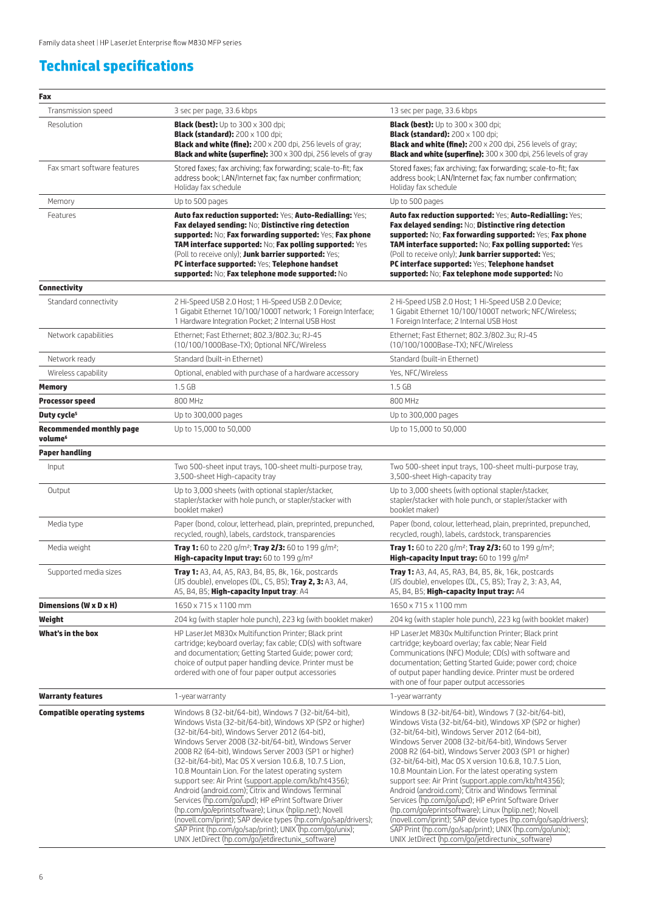## Technical specifications

| | | |
|---|---|---|
| **Fax** | | |
| Transmission speed | 3 sec per page, 33.6 kbps | 13 sec per page, 33.6 kbps |
| Resolution | **Black (best):** Up to 300 x 300 dpi; **Black (standard):** 200 x 100 dpi; **Black and white (fine):** 200 x 200 dpi, 256 levels of gray; **Black and white (superfine):** 300 x 300 dpi, 256 levels of gray | **Black (best):** Up to 300 x 300 dpi; **Black (standard):** 200 x 100 dpi; **Black and white (fine):** 200 x 200 dpi, 256 levels of gray; **Black and white (superfine):** 300 x 300 dpi, 256 levels of gray |
| Fax smart software features | Stored faxes; fax archiving; fax forwarding; scale-to-fit; fax address book; LAN/Internet fax; fax number confirmation; Holiday fax schedule | Stored faxes; fax archiving; fax forwarding; scale-to-fit; fax address book; LAN/Internet fax; fax number confirmation; Holiday fax schedule |
| Memory | Up to 500 pages | Up to 500 pages |
| Features | **Auto fax reduction supported:** Yes; **Auto-Redialling:** Yes; **Fax delayed sending:** No; **Distinctive ring detection supported:** No; **Fax forwarding supported:** Yes; **Fax phone TAM interface supported:** No; **Fax polling supported:** Yes (Poll to receive only); **Junk barrier supported:** Yes; **PC interface supported:** Yes; **Telephone handset supported:** No; **Fax telephone mode supported:** No | **Auto fax reduction supported:** Yes; **Auto-Redialling:** Yes; **Fax delayed sending:** No; **Distinctive ring detection supported:** No; **Fax forwarding supported:** Yes; **Fax phone TAM interface supported:** No; **Fax polling supported:** Yes (Poll to receive only); **Junk barrier supported:** Yes; **PC interface supported:** Yes; **Telephone handset supported:** No; **Fax telephone mode supported:** No |
| **Connectivity** | | |
| Standard connectivity | 2 Hi-Speed USB 2.0 Host; 1 Hi-Speed USB 2.0 Device; 1 Gigabit Ethernet 10/100/1000T network; 1 Foreign Interface; 1 Hardware Integration Pocket; 2 Internal USB Host | 2 Hi-Speed USB 2.0 Host; 1 Hi-Speed USB 2.0 Device; 1 Gigabit Ethernet 10/100/1000T network; NFC/Wireless; 1 Foreign Interface; 2 Internal USB Host |
| Network capabilities | Ethernet; Fast Ethernet; 802.3/802.3u; RJ-45 (10/100/1000Base-TX); Optional NFC/Wireless | Ethernet; Fast Ethernet; 802.3/802.3u; RJ-45 (10/100/1000Base-TX); NFC/Wireless |
| Network ready | Standard (built-in Ethernet) | Standard (built-in Ethernet) |
| Wireless capability | Optional, enabled with purchase of a hardware accessory | Yes, NFC/Wireless |
| **Memory** | 1.5 GB | 1.5 GB |
| **Processor speed** | 800 MHz | 800 MHz |
| **Duty cycle[5]** | Up to 300,000 pages | Up to 300,000 pages |
| **Recommended monthly page volume[6]** | Up to 15,000 to 50,000 | Up to 15,000 to 50,000 |
| **Paper handling** | | |
| Input | Two 500-sheet input trays, 100-sheet multi-purpose tray, 3,500-sheet High-capacity tray | Two 500-sheet input trays, 100-sheet multi-purpose tray, 3,500-sheet High-capacity tray |
| Output | Up to 3,000 sheets (with optional stapler/stacker, stapler/stacker with hole punch, or stapler/stacker with booklet maker) | Up to 3,000 sheets (with optional stapler/stacker, stapler/stacker with hole punch, or stapler/stacker with booklet maker) |
| Media type | Paper (bond, colour, letterhead, plain, preprinted, prepunched, recycled, rough), labels, cardstock, transparencies | Paper (bond, colour, letterhead, plain, preprinted, prepunched, recycled, rough), labels, cardstock, transparencies |
| Media weight | **Tray 1:** 60 to 220 g/m²; **Tray 2/3:** 60 to 199 g/m²; **High-capacity Input tray:** 60 to 199 g/m² | **Tray 1:** 60 to 220 g/m²; **Tray 2/3:** 60 to 199 g/m²; **High-capacity Input tray:** 60 to 199 g/m² |
| Supported media sizes | **Tray 1:** A3, A4, A5, RA3, B4, B5, 8k, 16k, postcards (JIS double), envelopes (DL, C5, B5); **Tray 2, 3:** A3, A4, A5, B4, B5; **High-capacity Input tray**: A4 | **Tray 1:** A3, A4, A5, RA3, B4, B5, 8k, 16k, postcards (JIS double), envelopes (DL, C5, B5); Tray 2, 3: A3, A4, A5, B4, B5; **High-capacity Input tray:** A4 |
| **Dimensions (W x D x H)** | 1650 x 715 x 1100 mm | 1650 x 715 x 1100 mm |
| **Weight** | 204 kg (with stapler hole punch), 223 kg (with booklet maker) | 204 kg (with stapler hole punch), 223 kg (with booklet maker) |
| **What's in the box** | HP LaserJet M830x Multifunction Printer; Black print cartridge; keyboard overlay; fax cable; CD(s) with software and documentation; Getting Started Guide; power cord; choice of output paper handling device. Printer must be ordered with one of four paper output accessories | HP LaserJet M830x Multifunction Printer; Black print cartridge; keyboard overlay; fax cable; Near Field Communications (NFC) Module; CD(s) with software and documentation; Getting Started Guide; power cord; choice of output paper handling device. Printer must be ordered with one of four paper output accessories |
| **Warranty features** | 1-year warranty | 1-year warranty |
| **Compatible operating systems** | Windows 8 (32-bit/64-bit), Windows 7 (32-bit/64-bit), Windows Vista (32-bit/64-bit), Windows XP (SP2 or higher) (32-bit/64-bit), Windows Server 2012 (64-bit), Windows Server 2008 (32-bit/64-bit), Windows Server 2008 R2 (64-bit), Windows Server 2003 (SP1 or higher) (32-bit/64-bit), Mac OS X version 10.6.8, 10.7.5 Lion, 10.8 Mountain Lion. For the latest operating system support see: Air Print (support.apple.com/kb/ht4356); Android (android.com); Citrix and Windows Terminal Services (hp.com/go/upd); HP ePrint Software Driver (hp.com/go/eprintsoftware); Linux (hplip.net); Novell (novell.com/iprint); SAP device types (hp.com/go/sap/drivers); SAP Print (hp.com/go/sap/print); UNIX (hp.com/go/unix); UNIX JetDirect (hp.com/go/jetdirectunix_software) | Windows 8 (32-bit/64-bit), Windows 7 (32-bit/64-bit), Windows Vista (32-bit/64-bit), Windows XP (SP2 or higher) (32-bit/64-bit), Windows Server 2012 (64-bit), Windows Server 2008 (32-bit/64-bit), Windows Server 2008 R2 (64-bit), Windows Server 2003 (SP1 or higher) (32-bit/64-bit), Mac OS X version 10.6.8, 10.7.5 Lion, 10.8 Mountain Lion. For the latest operating system support see: Air Print (support.apple.com/kb/ht4356); Android (android.com); Citrix and Windows Terminal Services (hp.com/go/upd); HP ePrint Software Driver (hp.com/go/eprintsoftware); Linux (hplip.net); Novell (novell.com/iprint); SAP device types (hp.com/go/sap/drivers); SAP Print (hp.com/go/sap/print); UNIX (hp.com/go/unix); UNIX JetDirect (hp.com/go/jetdirectunix_software) |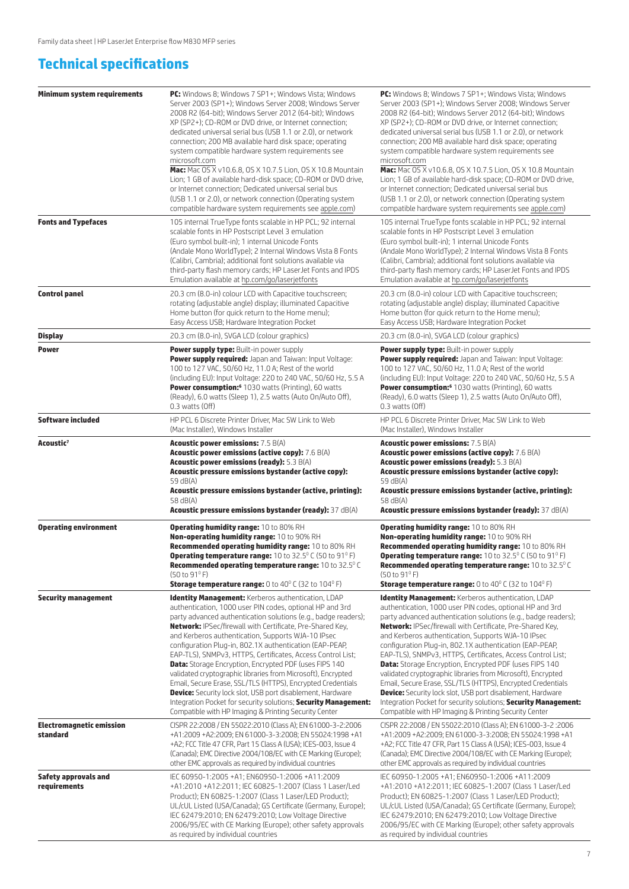## Technical specifications

| | | |
|---|---|---|
| **Minimum system requirements** | **PC:** Windows 8; Windows 7 SP1+; Windows Vista; Windows Server 2003 (SP1+); Windows Server 2008; Windows Server 2008 R2 (64-bit); Windows Server 2012 (64-bit); Windows XP (SP2+); CD-ROM or DVD drive, or Internet connection; dedicated universal serial bus (USB 1.1 or 2.0), or network connection; 200 MB available hard disk space; operating system compatible hardware system requirements see microsoft.com **Mac:** Mac OS X v10.6.8, OS X 10.7.5 Lion, OS X 10.8 Mountain Lion; 1 GB of available hard-disk space; CD-ROM or DVD drive, or Internet connection; Dedicated universal serial bus (USB 1.1 or 2.0), or network connection (Operating system compatible hardware system requirements see apple.com) | **PC:** Windows 8; Windows 7 SP1+; Windows Vista; Windows Server 2003 (SP1+); Windows Server 2008; Windows Server 2008 R2 (64-bit); Windows Server 2012 (64-bit); Windows XP (SP2+); CD-ROM or DVD drive, or Internet connection; dedicated universal serial bus (USB 1.1 or 2.0), or network connection; 200 MB available hard disk space; operating system compatible hardware system requirements see microsoft.com **Mac:** Mac OS X v10.6.8, OS X 10.7.5 Lion, OS X 10.8 Mountain Lion; 1 GB of available hard-disk space; CD-ROM or DVD drive, or Internet connection; Dedicated universal serial bus (USB 1.1 or 2.0), or network connection (Operating system compatible hardware system requirements see apple.com) |
| **Fonts and Typefaces** | 105 internal TrueType fonts scalable in HP PCL; 92 internal scalable fonts in HP Postscript Level 3 emulation (Euro symbol built-in); 1 internal Unicode Fonts (Andale Mono WorldType); 2 Internal Windows Vista 8 Fonts (Calibri, Cambria); additional font solutions available via third-party flash memory cards; HP LaserJet Fonts and IPDS Emulation available at hp.com/go/laserjetfonts | 105 internal TrueType fonts scalable in HP PCL; 92 internal scalable fonts in HP Postscript Level 3 emulation (Euro symbol built-in); 1 internal Unicode Fonts (Andale Mono WorldType); 2 Internal Windows Vista 8 Fonts (Calibri, Cambria); additional font solutions available via third-party flash memory cards; HP LaserJet Fonts and IPDS Emulation available at hp.com/go/laserjetfonts |
| **Control panel** | 20.3 cm (8.0-in) colour LCD with Capacitive touchscreen; rotating (adjustable angle) display; illuminated Capacitive Home button (for quick return to the Home menu); Easy Access USB; Hardware Integration Pocket | 20.3 cm (8.0-in) colour LCD with Capacitive touchscreen; rotating (adjustable angle) display; illuminated Capacitive Home button (for quick return to the Home menu); Easy Access USB; Hardware Integration Pocket |
| **Display** | 20.3 cm (8.0-in), SVGA LCD (colour graphics) | 20.3 cm (8.0-in), SVGA LCD (colour graphics) |
| **Power** | **Power supply type:** Built-in power supply **Power supply required:** Japan and Taiwan: Input Voltage: 100 to 127 VAC, 50/60 Hz, 11.0 A; Rest of the world (including EU): Input Voltage: 220 to 240 VAC, 50/60 Hz, 5.5 A **Power consumption:**[6] 1030 watts (Printing), 60 watts (Ready), 6.0 watts (Sleep 1), 2.5 watts (Auto On/Auto Off), 0.3 watts (Off) | **Power supply type:** Built-in power supply **Power supply required:** Japan and Taiwan: Input Voltage: 100 to 127 VAC, 50/60 Hz, 11.0 A; Rest of the world (including EU): Input Voltage: 220 to 240 VAC, 50/60 Hz, 5.5 A **Power consumption:**[6] 1030 watts (Printing), 60 watts (Ready), 6.0 watts (Sleep 1), 2.5 watts (Auto On/Auto Off), 0.3 watts (Off) |
| **Software included** | HP PCL 6 Discrete Printer Driver, Mac SW Link to Web (Mac Installer), Windows Installer | HP PCL 6 Discrete Printer Driver, Mac SW Link to Web (Mac Installer), Windows Installer |
| **Acoustic**[7] | **Acoustic power emissions:** 7.5 B(A) **Acoustic power emissions (active copy):** 7.6 B(A) **Acoustic power emissions (ready):** 5.3 B(A) **Acoustic pressure emissions bystander (active copy):** 59 dB(A) **Acoustic pressure emissions bystander (active, printing):** 58 dB(A) **Acoustic pressure emissions bystander (ready):** 37 dB(A) | **Acoustic power emissions:** 7.5 B(A) **Acoustic power emissions (active copy):** 7.6 B(A) **Acoustic power emissions (ready):** 5.3 B(A) **Acoustic pressure emissions bystander (active copy):** 59 dB(A) **Acoustic pressure emissions bystander (active, printing):** 58 dB(A) **Acoustic pressure emissions bystander (ready):** 37 dB(A) |
| **Operating environment** | **Operating humidity range:** 10 to 80% RH **Non-operating humidity range:** 10 to 90% RH **Recommended operating humidity range:** 10 to 80% RH **Operating temperature range:** 10 to 32.5° C (50 to 91° F) **Recommended operating temperature range:** 10 to 32.5° C (50 to 91° F) **Storage temperature range:** 0 to 40° C (32 to 104° F) | **Operating humidity range:** 10 to 80% RH **Non-operating humidity range:** 10 to 90% RH **Recommended operating humidity range:** 10 to 80% RH **Operating temperature range:** 10 to 32.5° C (50 to 91° F) **Recommended operating temperature range:** 10 to 32.5° C (50 to 91° F) **Storage temperature range:** 0 to 40° C (32 to 104° F) |
| **Security management** | **Identity Management:** Kerberos authentication, LDAP authentication, 1000 user PIN codes, optional HP and 3rd party advanced authentication solutions (e.g., badge readers); **Network:** IPSec/firewall with Certificate, Pre-Shared Key, and Kerberos authentication, Supports WJA-10 IPsec configuration Plug-in, 802.1X authentication (EAP-PEAP, EAP-TLS), SNMPv3, HTTPS, Certificates, Access Control List; **Data:** Storage Encryption, Encrypted PDF (uses FIPS 140 validated cryptographic libraries from Microsoft), Encrypted Email, Secure Erase, SSL/TLS (HTTPS), Encrypted Credentials **Device:** Security lock slot, USB port disablement, Hardware Integration Pocket for security solutions; **Security Management:** Compatible with HP Imaging & Printing Security Center | **Identity Management:** Kerberos authentication, LDAP authentication, 1000 user PIN codes, optional HP and 3rd party advanced authentication solutions (e.g., badge readers); **Network:** IPSec/firewall with Certificate, Pre-Shared Key, and Kerberos authentication, Supports WJA-10 IPsec configuration Plug-in, 802.1X authentication (EAP-PEAP, EAP-TLS), SNMPv3, HTTPS, Certificates, Access Control List; **Data:** Storage Encryption, Encrypted PDF (uses FIPS 140 validated cryptographic libraries from Microsoft), Encrypted Email, Secure Erase, SSL/TLS (HTTPS), Encrypted Credentials **Device:** Security lock slot, USB port disablement, Hardware Integration Pocket for security solutions; **Security Management:** Compatible with HP Imaging & Printing Security Center |
| **Electromagnetic emission standard** | CISPR 22:2008 / EN 55022:2010 (Class A); EN 61000-3-2:2006 +A1:2009 +A2:2009; EN 61000-3-3:2008; EN 55024:1998 +A1 +A2; FCC Title 47 CFR, Part 15 Class A (USA); ICES-003, Issue 4 (Canada); EMC Directive 2004/108/EC with CE Marking (Europe); other EMC approvals as required by individual countries | CISPR 22:2008 / EN 55022:2010 (Class A); EN 61000-3-2 :2006 +A1:2009 +A2:2009; EN 61000-3-3:2008; EN 55024:1998 +A1 +A2; FCC Title 47 CFR, Part 15 Class A (USA); ICES-003, Issue 4 (Canada); EMC Directive 2004/108/EC with CE Marking (Europe); other EMC approvals as required by individual countries |
| **Safety approvals and requirements** | IEC 60950-1:2005 +A1; EN60950-1:2006 +A11:2009 +A1:2010 +A12:2011; IEC 60825-1:2007 (Class 1 Laser/Led Product); EN 60825-1:2007 (Class 1 Laser/LED Product); UL/cUL Listed (USA/Canada); GS Certificate (Germany, Europe); IEC 62479:2010; EN 62479:2010; Low Voltage Directive 2006/95/EC with CE Marking (Europe); other safety approvals as required by individual countries | IEC 60950-1:2005 +A1; EN60950-1:2006 +A11:2009 +A1:2010 +A12:2011; IEC 60825-1:2007 (Class 1 Laser/Led Product); EN 60825-1:2007 (Class 1 Laser/LED Product); UL/cUL Listed (USA/Canada); GS Certificate (Germany, Europe); IEC 62479:2010; EN 62479:2010; Low Voltage Directive 2006/95/EC with CE Marking (Europe); other safety approvals as required by individual countries |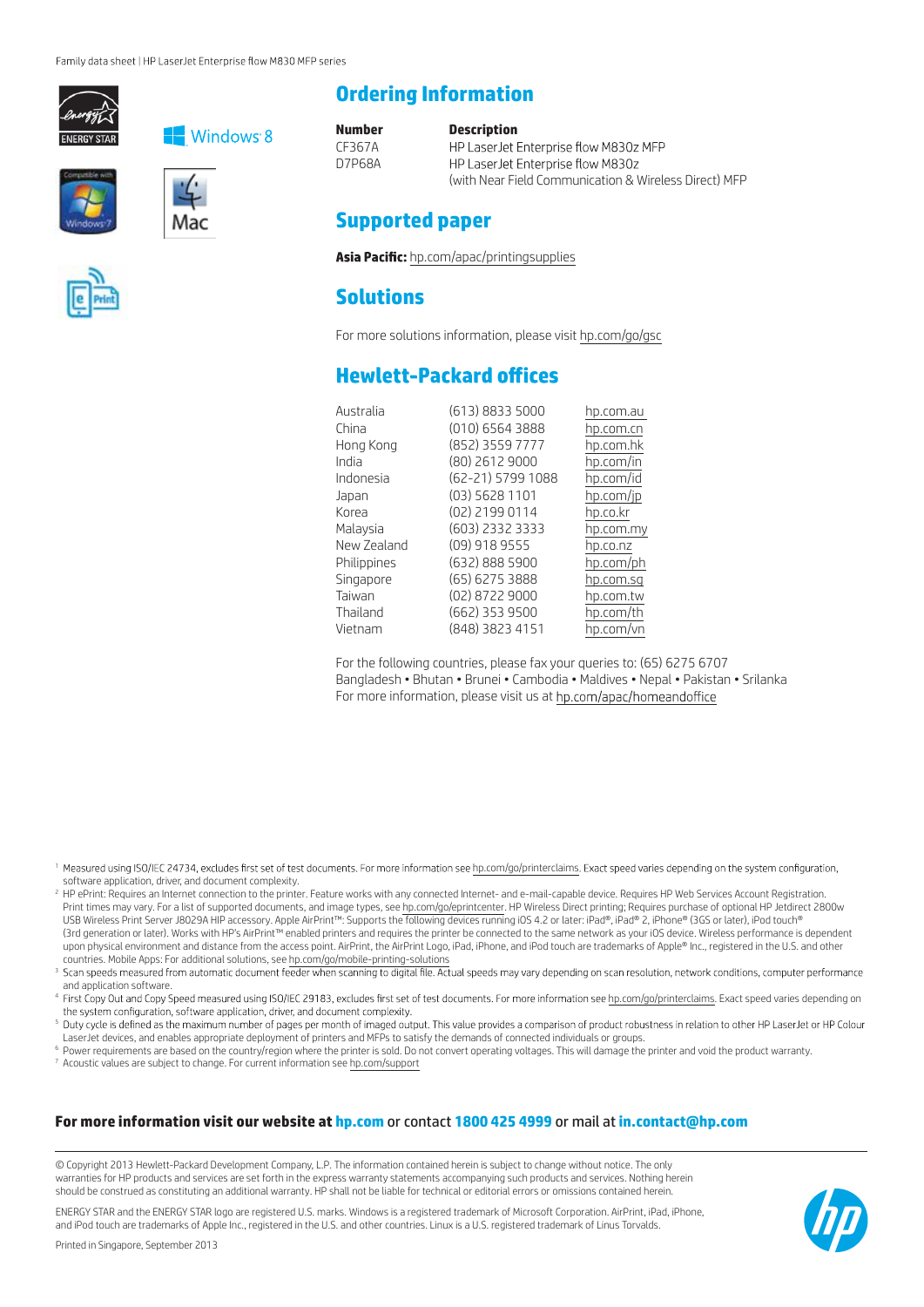## Ordering Information

| Number | Description |
|---|---|
| CF367A | HP LaserJet Enterprise flow M830z MFP |
| D7P68A | HP LaserJet Enterprise flow M830z (with Near Field Communication & Wireless Direct) MFP |

## Supported paper

**Asia Pacific:** hp.com/apac/printingsupplies

## Solutions

For more solutions information, please visit hp.com/go/gsc

## Hewlett-Packard offices

| | | |
|---|---|---|
| Australia | (613) 8833 5000 | hp.com.au |
| China | (010) 6564 3888 | hp.com.cn |
| Hong Kong | (852) 3559 7777 | hp.com.hk |
| India | (80) 2612 9000 | hp.com/in |
| Indonesia | (62-21) 5799 1088 | hp.com/id |
| Japan | (03) 5628 1101 | hp.com/jp |
| Korea | (02) 2199 0114 | hp.co.kr |
| Malaysia | (603) 2332 3333 | hp.com.my |
| New Zealand | (09) 918 9555 | hp.co.nz |
| Philippines | (632) 888 5900 | hp.com/ph |
| Singapore | (65) 6275 3888 | hp.com.sg |
| Taiwan | (02) 8722 9000 | hp.com.tw |
| Thailand | (662) 353 9500 | hp.com/th |
| Vietnam | (848) 3823 4151 | hp.com/vn |

For the following countries, please fax your queries to: (65) 6275 6707
Bangladesh • Bhutan • Brunei • Cambodia • Maldives • Nepal • Pakistan • Srilanka
For more information, please visit us at hp.com/apac/homeandoffice

[1] Measured using ISO/IEC 24734, excludes first set of test documents. For more information see hp.com/go/printerclaims. Exact speed varies depending on the system configuration, software application, driver, and document complexity.
[2] HP ePrint: Requires an Internet connection to the printer. Feature works with any connected Internet- and e-mail-capable device. Requires HP Web Services Account Registration. Print times may vary. For a list of supported documents, and image types, see hp.com/go/eprintcenter. HP Wireless Direct printing; Requires purchase of optional HP Jetdirect 2800w USB Wireless Print Server J8029A HIP accessory. Apple AirPrint™: Supports the following devices running iOS 4.2 or later: iPad®, iPad® 2, iPhone® (3GS or later), iPod touch® (3rd generation or later). Works with HP's AirPrint™ enabled printers and requires the printer be connected to the same network as your iOS device. Wireless performance is dependent upon physical environment and distance from the access point. AirPrint, the AirPrint Logo, iPad, iPhone, and iPod touch are trademarks of Apple® Inc., registered in the U.S. and other countries. Mobile Apps: For additional solutions, see hp.com/go/mobile-printing-solutions
[3] Scan speeds measured from automatic document feeder when scanning to digital file. Actual speeds may vary depending on scan resolution, network conditions, computer performance and application software.
[4] First Copy Out and Copy Speed measured using ISO/IEC 29183, excludes first set of test documents. For more information see hp.com/go/printerclaims. Exact speed varies depending on the system configuration, software application, driver, and document complexity.
[5] Duty cycle is defined as the maximum number of pages per month of imaged output. This value provides a comparison of product robustness in relation to other HP LaserJet or HP Colour LaserJet devices, and enables appropriate deployment of printers and MFPs to satisfy the demands of connected individuals or groups.
[6] Power requirements are based on the country/region where the printer is sold. Do not convert operating voltages. This will damage the printer and void the product warranty.
[7] Acoustic values are subject to change. For current information see hp.com/support

**For more information visit our website at hp.com or contact 1800 425 4999 or mail at in.contact@hp.com**

© Copyright 2013 Hewlett-Packard Development Company, L.P. The information contained herein is subject to change without notice. The only warranties for HP products and services are set forth in the express warranty statements accompanying such products and services. Nothing herein should be construed as constituting an additional warranty. HP shall not be liable for technical or editorial errors or omissions contained herein.

ENERGY STAR and the ENERGY STAR logo are registered U.S. marks. Windows is a registered trademark of Microsoft Corporation. AirPrint, iPad, iPhone, and iPod touch are trademarks of Apple Inc., registered in the U.S. and other countries. Linux is a U.S. registered trademark of Linus Torvalds.

Printed in Singapore, September 2013